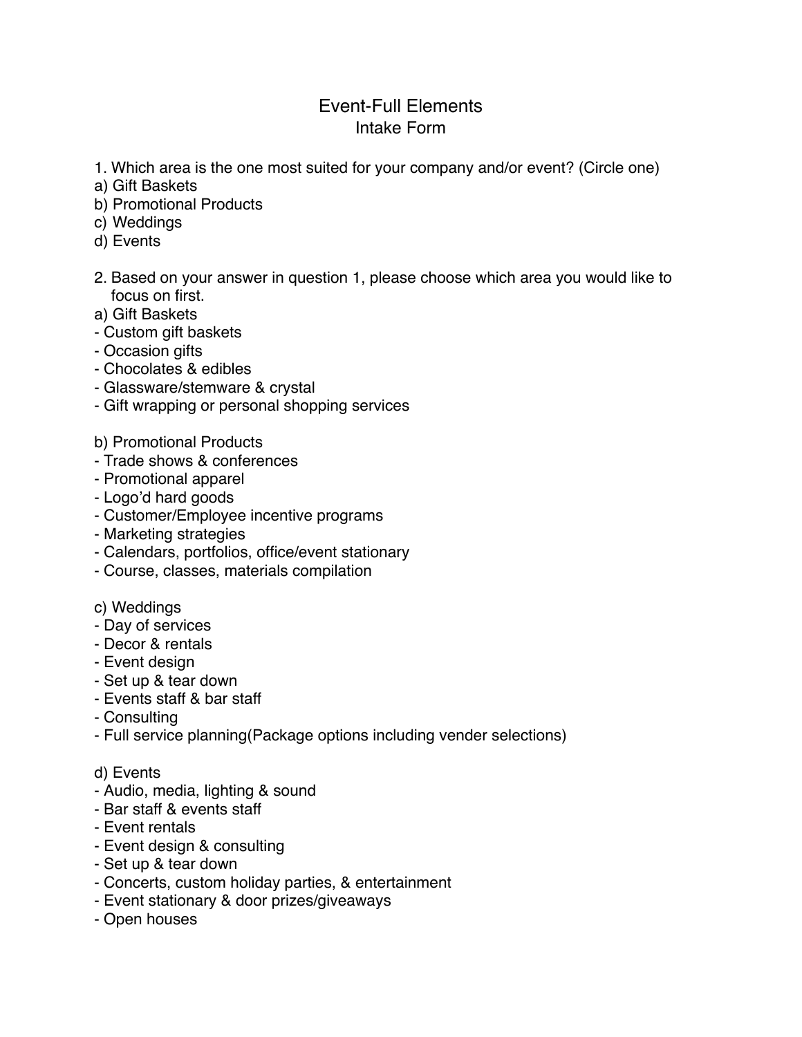# Event-Full Elements

## Intake Form

1. Which area is the one most suited for your company and/or event? (Circle one)

a) Gift Baskets
b) Promotional Products
c) Weddings
d) Events

2. Based on your answer in question 1, please choose which area you would like to focus on first.

a) Gift Baskets
- Custom gift baskets
- Occasion gifts
- Chocolates & edibles
- Glassware/stemware & crystal
- Gift wrapping or personal shopping services

b) Promotional Products
- Trade shows & conferences
- Promotional apparel
- Logo'd hard goods
- Customer/Employee incentive programs
- Marketing strategies
- Calendars, portfolios, office/event stationary
- Course, classes, materials compilation

c) Weddings
- Day of services
- Decor & rentals
- Event design
- Set up & tear down
- Events staff & bar staff
- Consulting
- Full service planning(Package options including vender selections)

d) Events
- Audio, media, lighting & sound
- Bar staff & events staff
- Event rentals
- Event design & consulting
- Set up & tear down
- Concerts, custom holiday parties, & entertainment
- Event stationary & door prizes/giveaways
- Open houses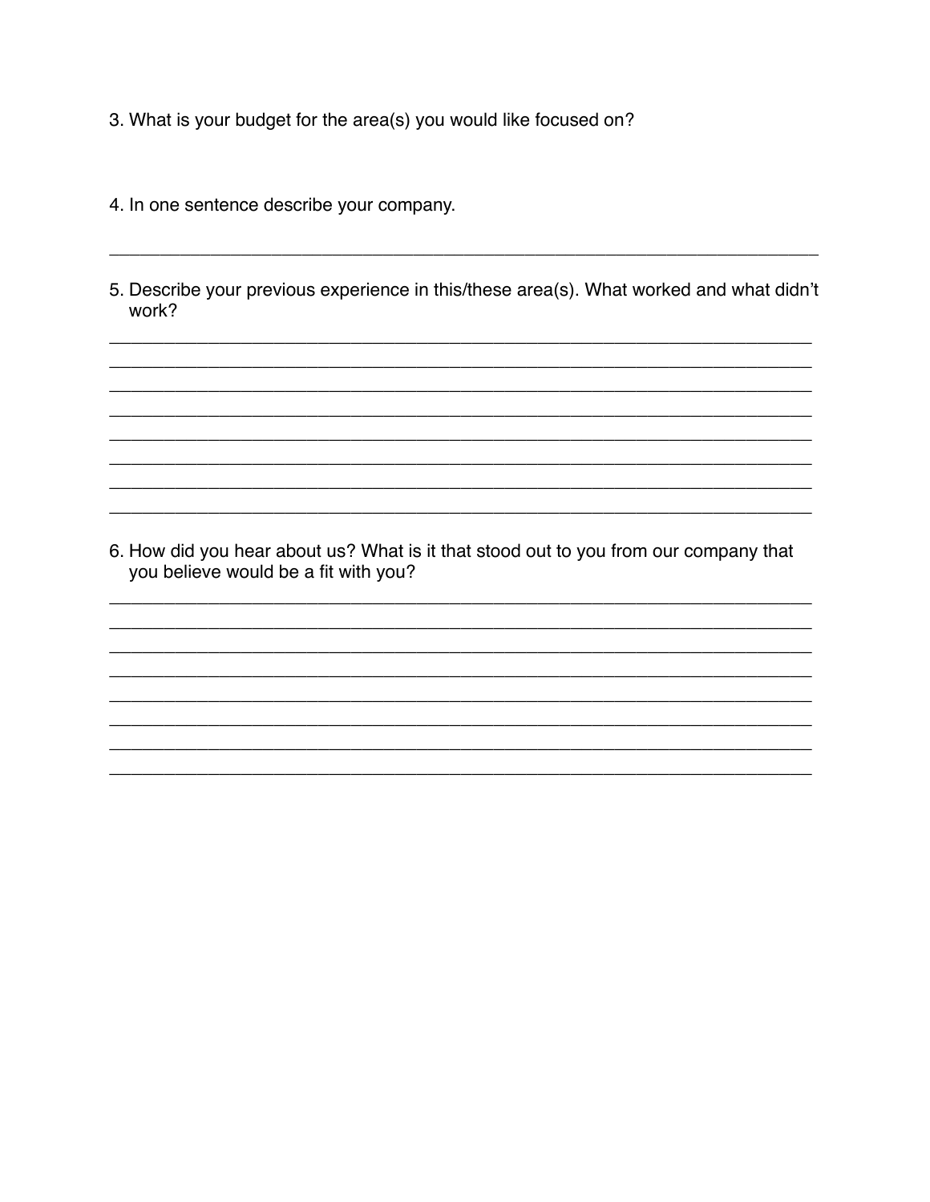3. What is your budget for the area(s) you would like focused on?

4. In one sentence describe your company.

________________________________________________________________________

5. Describe your previous experience in this/these area(s). What worked and what didn't work?

________________________________________________________________________
________________________________________________________________________
________________________________________________________________________
________________________________________________________________________
________________________________________________________________________
________________________________________________________________________
________________________________________________________________________
________________________________________________________________________

6. How did you hear about us? What is it that stood out to you from our company that you believe would be a fit with you?

________________________________________________________________________
________________________________________________________________________
________________________________________________________________________
________________________________________________________________________
________________________________________________________________________
________________________________________________________________________
________________________________________________________________________
________________________________________________________________________